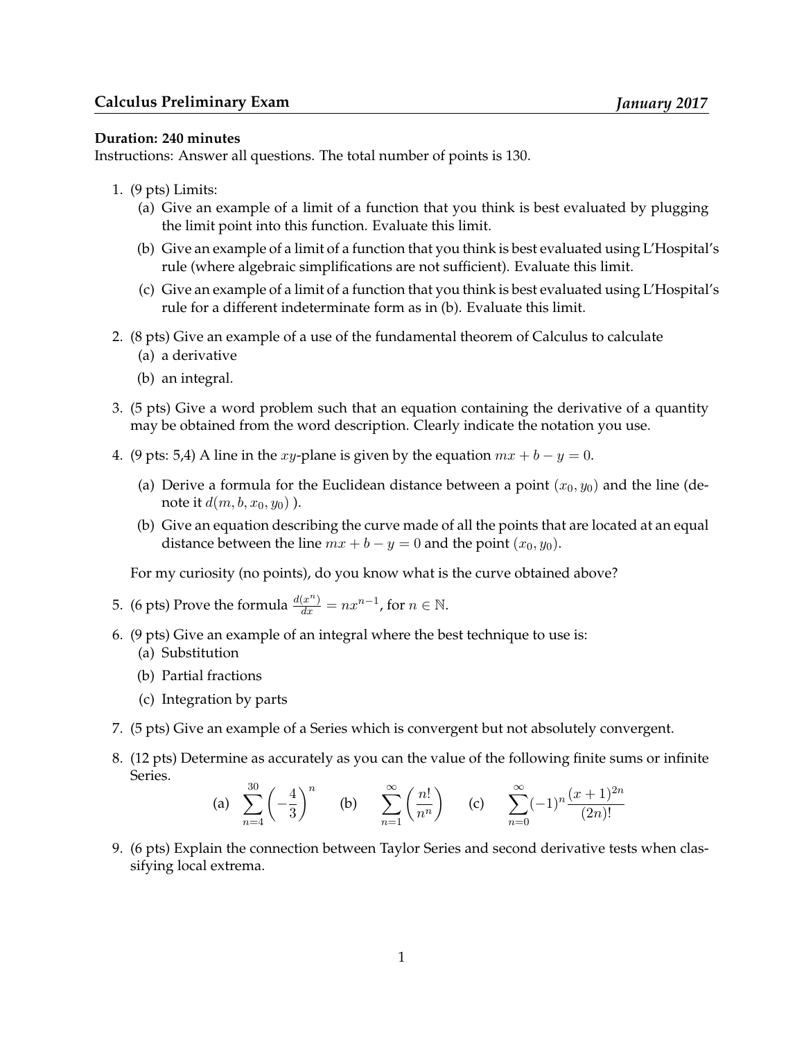**Calculus Preliminary Exam** *January 2017*

**Duration: 240 minutes**
Instructions: Answer all questions. The total number of points is 130.

1. (9 pts) Limits:
   (a) Give an example of a limit of a function that you think is best evaluated by plugging the limit point into this function. Evaluate this limit.
   (b) Give an example of a limit of a function that you think is best evaluated using L'Hospital's rule (where algebraic simplifications are not sufficient). Evaluate this limit.
   (c) Give an example of a limit of a function that you think is best evaluated using L'Hospital's rule for a different indeterminate form as in (b). Evaluate this limit.

2. (8 pts) Give an example of a use of the fundamental theorem of Calculus to calculate
   (a) a derivative
   (b) an integral.

3. (5 pts) Give a word problem such that an equation containing the derivative of a quantity may be obtained from the word description. Clearly indicate the notation you use.

4. (9 pts: 5,4) A line in the $xy$-plane is given by the equation $mx + b - y = 0$.

   (a) Derive a formula for the Euclidean distance between a point $(x_0, y_0)$ and the line (denote it $d(m, b, x_0, y_0)$ ).
   (b) Give an equation describing the curve made of all the points that are located at an equal distance between the line $mx + b - y = 0$ and the point $(x_0, y_0)$.

   For my curiosity (no points), do you know what is the curve obtained above?

5. (6 pts) Prove the formula $\frac{d(x^n)}{dx} = nx^{n-1}$, for $n \in \mathbb{N}$.

6. (9 pts) Give an example of an integral where the best technique to use is:
   (a) Substitution
   (b) Partial fractions
   (c) Integration by parts

7. (5 pts) Give an example of a Series which is convergent but not absolutely convergent.

8. (12 pts) Determine as accurately as you can the value of the following finite sums or infinite Series.

$$\text{(a)} \quad \sum_{n=4}^{30} \left(-\frac{4}{3}\right)^n \qquad \text{(b)} \quad \sum_{n=1}^{\infty} \left(\frac{n!}{n^n}\right) \qquad \text{(c)} \quad \sum_{n=0}^{\infty} (-1)^n \frac{(x+1)^{2n}}{(2n)!}$$

9. (6 pts) Explain the connection between Taylor Series and second derivative tests when classifying local extrema.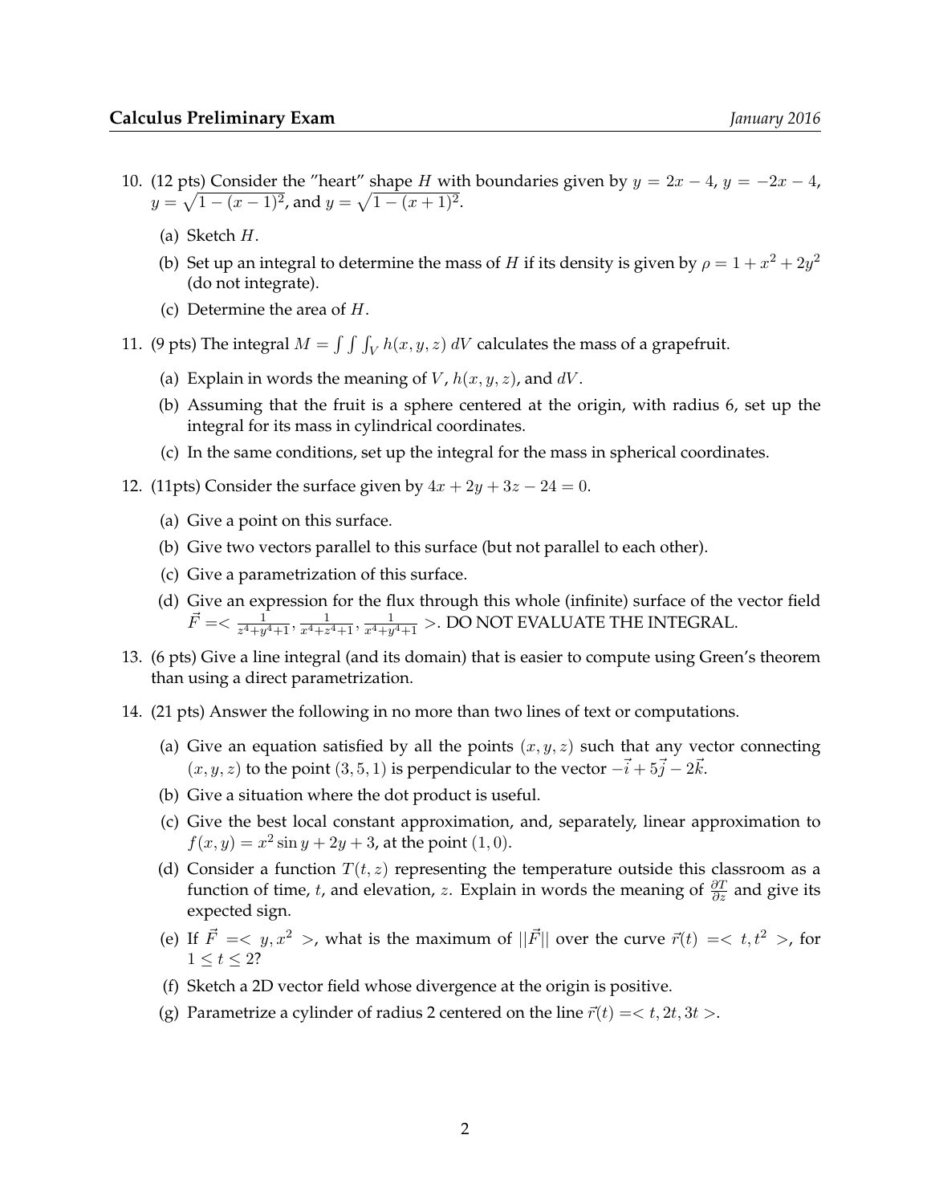10. (12 pts) Consider the "heart" shape $H$ with boundaries given by $y = 2x - 4$, $y = -2x - 4$, $y = \sqrt{1-(x-1)^2}$, and $y = \sqrt{1-(x+1)^2}$.

    (a) Sketch $H$.

    (b) Set up an integral to determine the mass of $H$ if its density is given by $\rho = 1 + x^2 + 2y^2$ (do not integrate).

    (c) Determine the area of $H$.

11. (9 pts) The integral $M = \int\int\int_V h(x,y,z)\, dV$ calculates the mass of a grapefruit.

    (a) Explain in words the meaning of $V$, $h(x,y,z)$, and $dV$.

    (b) Assuming that the fruit is a sphere centered at the origin, with radius 6, set up the integral for its mass in cylindrical coordinates.

    (c) In the same conditions, set up the integral for the mass in spherical coordinates.

12. (11pts) Consider the surface given by $4x + 2y + 3z - 24 = 0$.

    (a) Give a point on this surface.

    (b) Give two vectors parallel to this surface (but not parallel to each other).

    (c) Give a parametrization of this surface.

    (d) Give an expression for the flux through this whole (infinite) surface of the vector field $\vec{F} = <\frac{1}{z^4+y^4+1}, \frac{1}{x^4+z^4+1}, \frac{1}{x^4+y^4+1}>$. DO NOT EVALUATE THE INTEGRAL.

13. (6 pts) Give a line integral (and its domain) that is easier to compute using Green's theorem than using a direct parametrization.

14. (21 pts) Answer the following in no more than two lines of text or computations.

    (a) Give an equation satisfied by all the points $(x,y,z)$ such that any vector connecting $(x,y,z)$ to the point $(3,5,1)$ is perpendicular to the vector $-\vec{i} + 5\vec{j} - 2\vec{k}$.

    (b) Give a situation where the dot product is useful.

    (c) Give the best local constant approximation, and, separately, linear approximation to $f(x,y) = x^2 \sin y + 2y + 3$, at the point $(1,0)$.

    (d) Consider a function $T(t,z)$ representing the temperature outside this classroom as a function of time, $t$, and elevation, $z$. Explain in words the meaning of $\frac{\partial T}{\partial z}$ and give its expected sign.

    (e) If $\vec{F} = < y, x^2 >$, what is the maximum of $||\vec{F}||$ over the curve $\vec{r}(t) = < t, t^2 >$, for $1 \leq t \leq 2$?

    (f) Sketch a 2D vector field whose divergence at the origin is positive.

    (g) Parametrize a cylinder of radius 2 centered on the line $\vec{r}(t) = < t, 2t, 3t >$.